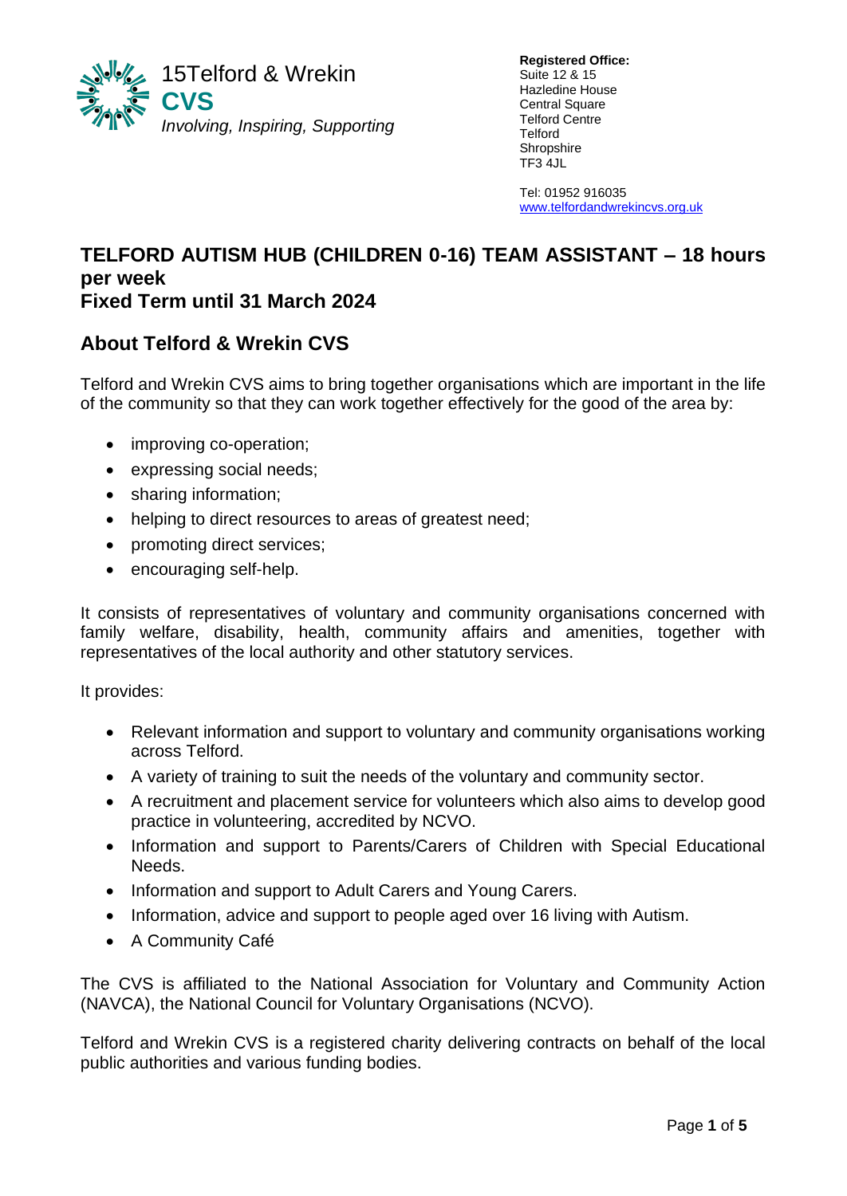15Telford & Wrekin
**CVS**
*Involving, Inspiring, Supporting*

**Registered Office:**
Suite 12 & 15
Hazledine House
Central Square
Telford Centre
Telford
Shropshire
TF3 4JL

Tel: 01952 916035
www.telfordandwrekincvs.org.uk

# TELFORD AUTISM HUB (CHILDREN 0-16) TEAM ASSISTANT – 18 hours per week
# Fixed Term until 31 March 2024

## About Telford & Wrekin CVS

Telford and Wrekin CVS aims to bring together organisations which are important in the life of the community so that they can work together effectively for the good of the area by:

- improving co-operation;
- expressing social needs;
- sharing information;
- helping to direct resources to areas of greatest need;
- promoting direct services;
- encouraging self-help.

It consists of representatives of voluntary and community organisations concerned with family welfare, disability, health, community affairs and amenities, together with representatives of the local authority and other statutory services.

It provides:

- Relevant information and support to voluntary and community organisations working across Telford.
- A variety of training to suit the needs of the voluntary and community sector.
- A recruitment and placement service for volunteers which also aims to develop good practice in volunteering, accredited by NCVO.
- Information and support to Parents/Carers of Children with Special Educational Needs.
- Information and support to Adult Carers and Young Carers.
- Information, advice and support to people aged over 16 living with Autism.
- A Community Café

The CVS is affiliated to the National Association for Voluntary and Community Action (NAVCA), the National Council for Voluntary Organisations (NCVO).

Telford and Wrekin CVS is a registered charity delivering contracts on behalf of the local public authorities and various funding bodies.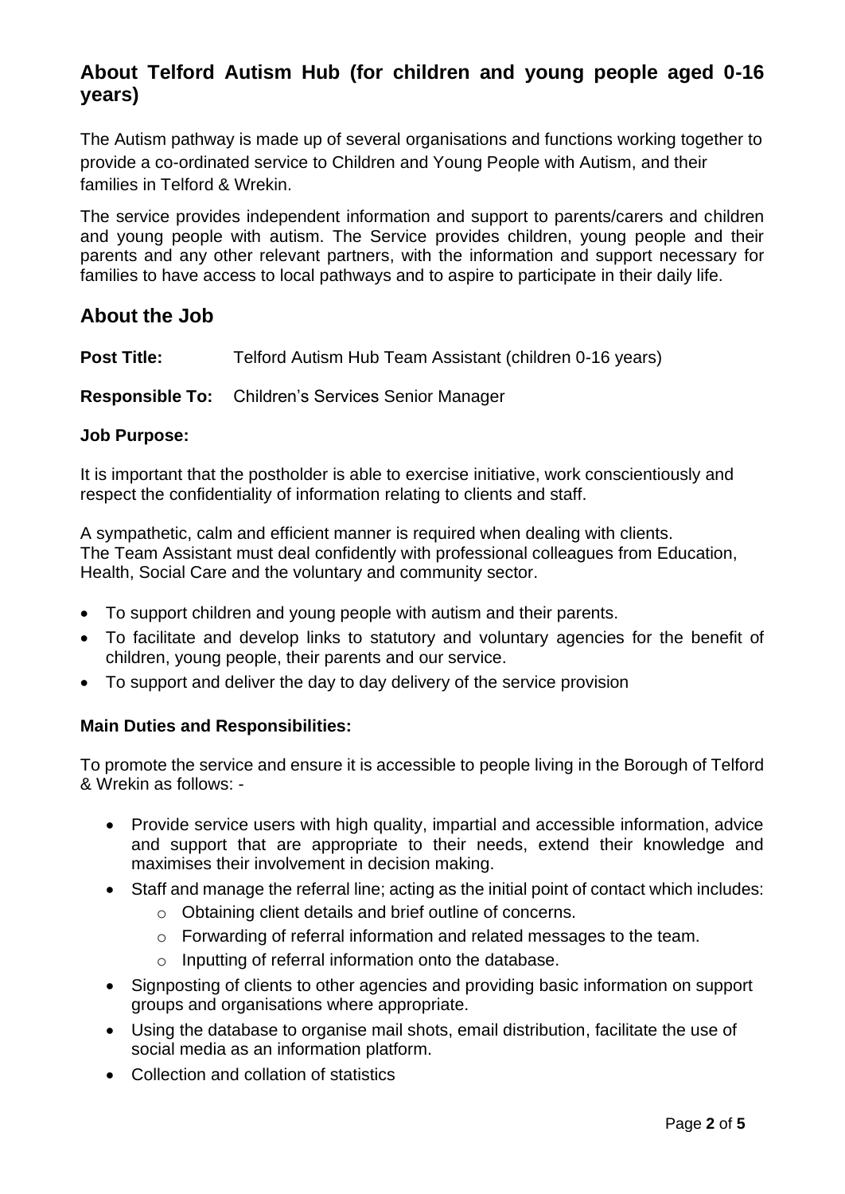## About Telford Autism Hub (for children and young people aged 0-16 years)

The Autism pathway is made up of several organisations and functions working together to provide a co-ordinated service to Children and Young People with Autism, and their families in Telford & Wrekin.

The service provides independent information and support to parents/carers and children and young people with autism. The Service provides children, young people and their parents and any other relevant partners, with the information and support necessary for families to have access to local pathways and to aspire to participate in their daily life.

## About the Job

**Post Title:** Telford Autism Hub Team Assistant (children 0-16 years)

**Responsible To:** Children's Services Senior Manager

**Job Purpose:**

It is important that the postholder is able to exercise initiative, work conscientiously and respect the confidentiality of information relating to clients and staff.

A sympathetic, calm and efficient manner is required when dealing with clients.
The Team Assistant must deal confidently with professional colleagues from Education, Health, Social Care and the voluntary and community sector.

- To support children and young people with autism and their parents.
- To facilitate and develop links to statutory and voluntary agencies for the benefit of children, young people, their parents and our service.
- To support and deliver the day to day delivery of the service provision

**Main Duties and Responsibilities:**

To promote the service and ensure it is accessible to people living in the Borough of Telford & Wrekin as follows: -

- Provide service users with high quality, impartial and accessible information, advice and support that are appropriate to their needs, extend their knowledge and maximises their involvement in decision making.
- Staff and manage the referral line; acting as the initial point of contact which includes:
  - Obtaining client details and brief outline of concerns.
  - Forwarding of referral information and related messages to the team.
  - Inputting of referral information onto the database.
- Signposting of clients to other agencies and providing basic information on support groups and organisations where appropriate.
- Using the database to organise mail shots, email distribution, facilitate the use of social media as an information platform.
- Collection and collation of statistics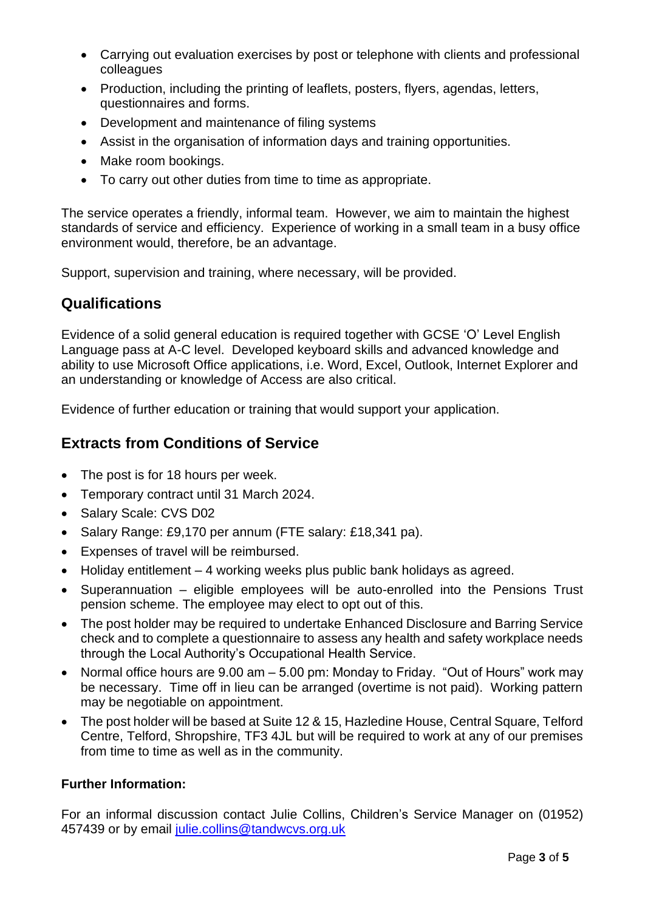- Carrying out evaluation exercises by post or telephone with clients and professional colleagues
- Production, including the printing of leaflets, posters, flyers, agendas, letters, questionnaires and forms.
- Development and maintenance of filing systems
- Assist in the organisation of information days and training opportunities.
- Make room bookings.
- To carry out other duties from time to time as appropriate.

The service operates a friendly, informal team. However, we aim to maintain the highest standards of service and efficiency. Experience of working in a small team in a busy office environment would, therefore, be an advantage.

Support, supervision and training, where necessary, will be provided.

## Qualifications

Evidence of a solid general education is required together with GCSE 'O' Level English Language pass at A-C level. Developed keyboard skills and advanced knowledge and ability to use Microsoft Office applications, i.e. Word, Excel, Outlook, Internet Explorer and an understanding or knowledge of Access are also critical.

Evidence of further education or training that would support your application.

## Extracts from Conditions of Service

- The post is for 18 hours per week.
- Temporary contract until 31 March 2024.
- Salary Scale: CVS D02
- Salary Range: £9,170 per annum (FTE salary: £18,341 pa).
- Expenses of travel will be reimbursed.
- Holiday entitlement – 4 working weeks plus public bank holidays as agreed.
- Superannuation – eligible employees will be auto-enrolled into the Pensions Trust pension scheme. The employee may elect to opt out of this.
- The post holder may be required to undertake Enhanced Disclosure and Barring Service check and to complete a questionnaire to assess any health and safety workplace needs through the Local Authority's Occupational Health Service.
- Normal office hours are 9.00 am – 5.00 pm: Monday to Friday. "Out of Hours" work may be necessary. Time off in lieu can be arranged (overtime is not paid). Working pattern may be negotiable on appointment.
- The post holder will be based at Suite 12 & 15, Hazledine House, Central Square, Telford Centre, Telford, Shropshire, TF3 4JL but will be required to work at any of our premises from time to time as well as in the community.

**Further Information:**

For an informal discussion contact Julie Collins, Children's Service Manager on (01952) 457439 or by email julie.collins@tandwcvs.org.uk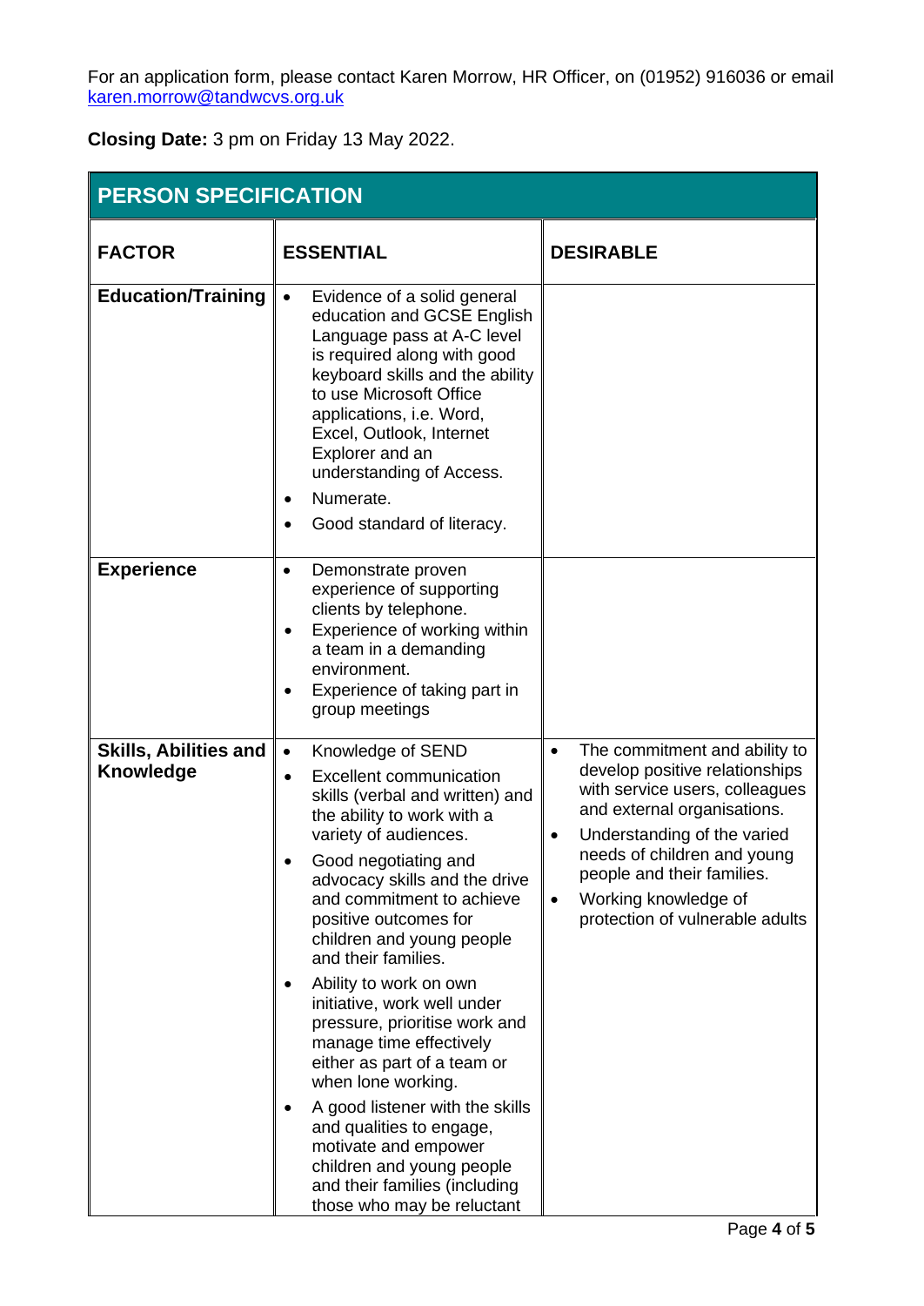For an application form, please contact Karen Morrow, HR Officer, on (01952) 916036 or email karen.morrow@tandwcvs.org.uk

**Closing Date:** 3 pm on Friday 13 May 2022.

## PERSON SPECIFICATION

| FACTOR | ESSENTIAL | DESIRABLE |
|---|---|---|
| **Education/Training** | • Evidence of a solid general education and GCSE English Language pass at A-C level is required along with good keyboard skills and the ability to use Microsoft Office applications, i.e. Word, Excel, Outlook, Internet Explorer and an understanding of Access.<br>• Numerate.<br>• Good standard of literacy. | |
| **Experience** | • Demonstrate proven experience of supporting clients by telephone.<br>• Experience of working within a team in a demanding environment.<br>• Experience of taking part in group meetings | |
| **Skills, Abilities and Knowledge** | • Knowledge of SEND<br>• Excellent communication skills (verbal and written) and the ability to work with a variety of audiences.<br>• Good negotiating and advocacy skills and the drive and commitment to achieve positive outcomes for children and young people and their families.<br>• Ability to work on own initiative, work well under pressure, prioritise work and manage time effectively either as part of a team or when lone working.<br>• A good listener with the skills and qualities to engage, motivate and empower children and young people and their families (including those who may be reluctant | • The commitment and ability to develop positive relationships with service users, colleagues and external organisations.<br>• Understanding of the varied needs of children and young people and their families.<br>• Working knowledge of protection of vulnerable adults |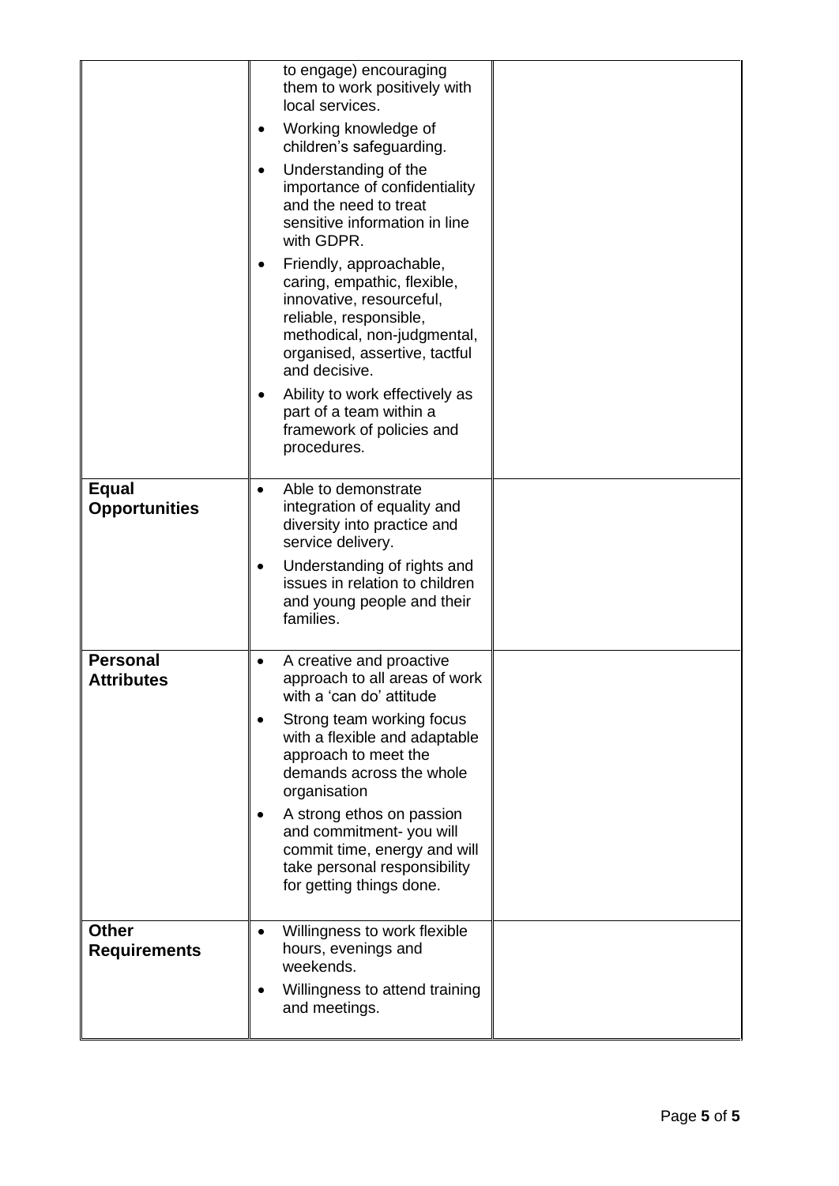| | | |
|---|---|---|
| | to engage) encouraging them to work positively with local services.<br>• Working knowledge of children's safeguarding.<br>• Understanding of the importance of confidentiality and the need to treat sensitive information in line with GDPR.<br>• Friendly, approachable, caring, empathic, flexible, innovative, resourceful, reliable, responsible, methodical, non-judgmental, organised, assertive, tactful and decisive.<br>• Ability to work effectively as part of a team within a framework of policies and procedures. | |
| **Equal Opportunities** | • Able to demonstrate integration of equality and diversity into practice and service delivery.<br>• Understanding of rights and issues in relation to children and young people and their families. | |
| **Personal Attributes** | • A creative and proactive approach to all areas of work with a 'can do' attitude<br>• Strong team working focus with a flexible and adaptable approach to meet the demands across the whole organisation<br>• A strong ethos on passion and commitment- you will commit time, energy and will take personal responsibility for getting things done. | |
| **Other Requirements** | • Willingness to work flexible hours, evenings and weekends.<br>• Willingness to attend training and meetings. | |